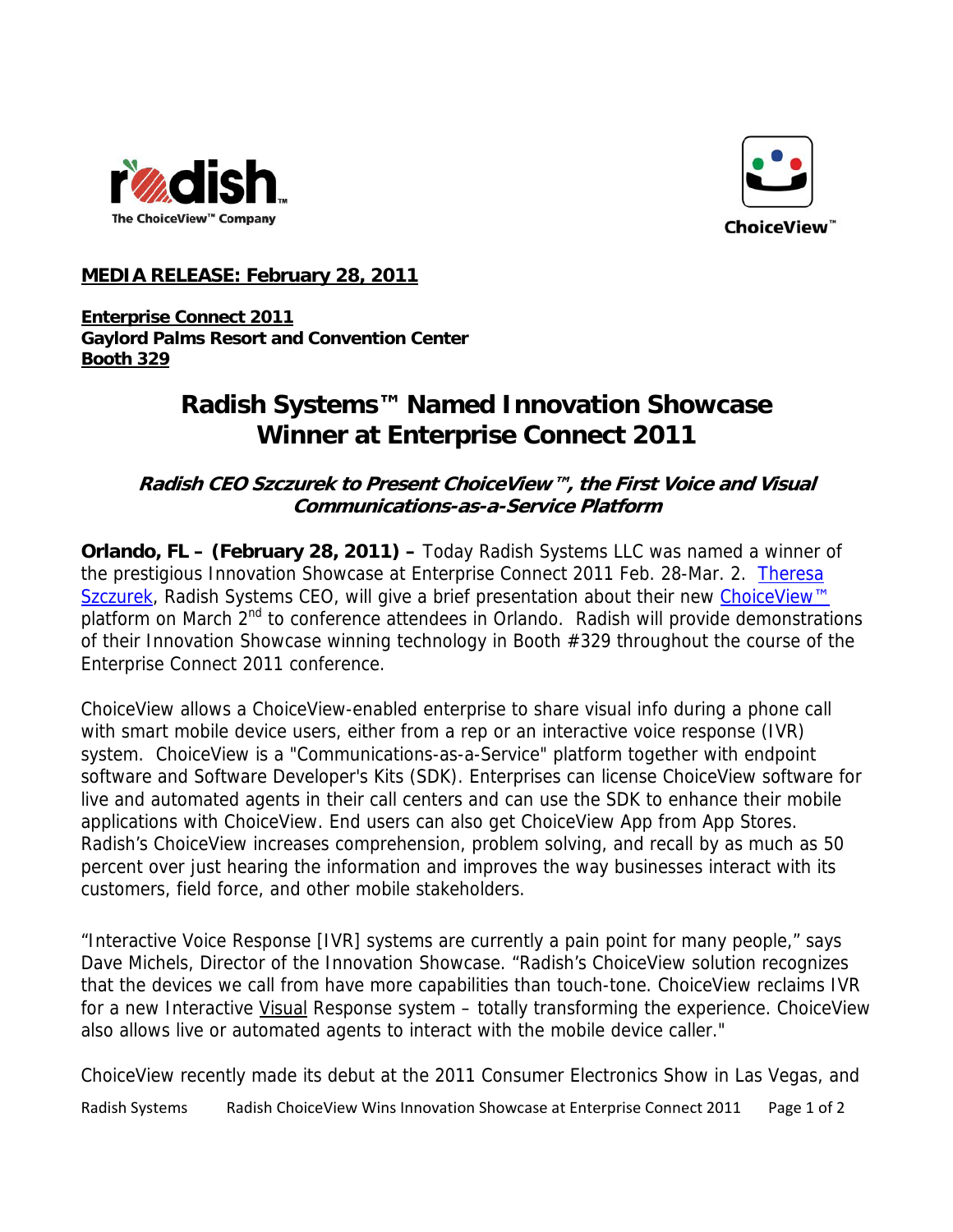**MEDIA RELEASE: February 28, 2011**

**Enterprise Connect 2011**
**Gaylord Palms Resort and Convention Center**
**Booth 329**

# Radish Systems™ Named Innovation Showcase Winner at Enterprise Connect 2011

### *Radish CEO Szczurek to Present ChoiceView™, the First Voice and Visual Communications-as-a-Service Platform*

**Orlando, FL – (February 28, 2011) –** Today Radish Systems LLC was named a winner of the prestigious Innovation Showcase at Enterprise Connect 2011 Feb. 28-Mar. 2. Theresa Szczurek, Radish Systems CEO, will give a brief presentation about their new ChoiceView™ platform on March 2nd to conference attendees in Orlando. Radish will provide demonstrations of their Innovation Showcase winning technology in Booth #329 throughout the course of the Enterprise Connect 2011 conference.

ChoiceView allows a ChoiceView-enabled enterprise to share visual info during a phone call with smart mobile device users, either from a rep or an interactive voice response (IVR) system. ChoiceView is a "Communications-as-a-Service" platform together with endpoint software and Software Developer's Kits (SDK). Enterprises can license ChoiceView software for live and automated agents in their call centers and can use the SDK to enhance their mobile applications with ChoiceView. End users can also get ChoiceView App from App Stores. Radish's ChoiceView increases comprehension, problem solving, and recall by as much as 50 percent over just hearing the information and improves the way businesses interact with its customers, field force, and other mobile stakeholders.

"Interactive Voice Response [IVR] systems are currently a pain point for many people," says Dave Michels, Director of the Innovation Showcase. "Radish's ChoiceView solution recognizes that the devices we call from have more capabilities than touch-tone. ChoiceView reclaims IVR for a new Interactive Visual Response system – totally transforming the experience. ChoiceView also allows live or automated agents to interact with the mobile device caller."

ChoiceView recently made its debut at the 2011 Consumer Electronics Show in Las Vegas, and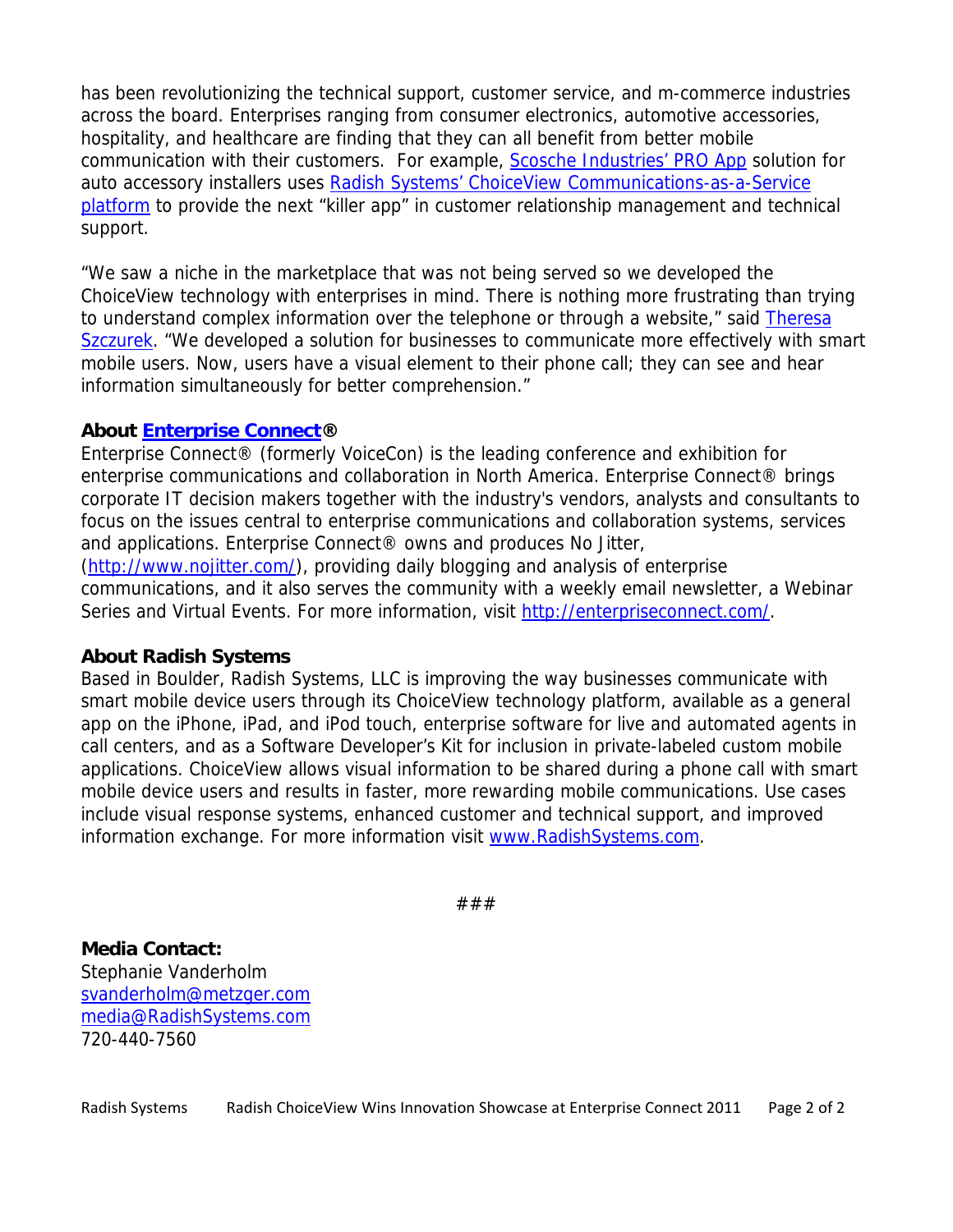has been revolutionizing the technical support, customer service, and m-commerce industries across the board. Enterprises ranging from consumer electronics, automotive accessories, hospitality, and healthcare are finding that they can all benefit from better mobile communication with their customers. For example, Scosche Industries' PRO App solution for auto accessory installers uses Radish Systems' ChoiceView Communications-as-a-Service platform to provide the next "killer app" in customer relationship management and technical support.

"We saw a niche in the marketplace that was not being served so we developed the ChoiceView technology with enterprises in mind. There is nothing more frustrating than trying to understand complex information over the telephone or through a website," said Theresa Szczurek. "We developed a solution for businesses to communicate more effectively with smart mobile users. Now, users have a visual element to their phone call; they can see and hear information simultaneously for better comprehension."

**About Enterprise Connect®**

Enterprise Connect® (formerly VoiceCon) is the leading conference and exhibition for enterprise communications and collaboration in North America. Enterprise Connect® brings corporate IT decision makers together with the industry's vendors, analysts and consultants to focus on the issues central to enterprise communications and collaboration systems, services and applications. Enterprise Connect® owns and produces No Jitter, (http://www.nojitter.com/), providing daily blogging and analysis of enterprise communications, and it also serves the community with a weekly email newsletter, a Webinar Series and Virtual Events. For more information, visit http://enterpriseconnect.com/.

**About Radish Systems**

Based in Boulder, Radish Systems, LLC is improving the way businesses communicate with smart mobile device users through its ChoiceView technology platform, available as a general app on the iPhone, iPad, and iPod touch, enterprise software for live and automated agents in call centers, and as a Software Developer's Kit for inclusion in private-labeled custom mobile applications. ChoiceView allows visual information to be shared during a phone call with smart mobile device users and results in faster, more rewarding mobile communications. Use cases include visual response systems, enhanced customer and technical support, and improved information exchange. For more information visit www.RadishSystems.com.

###

**Media Contact:**
Stephanie Vanderholm
svanderholm@metzger.com
media@RadishSystems.com
720-440-7560